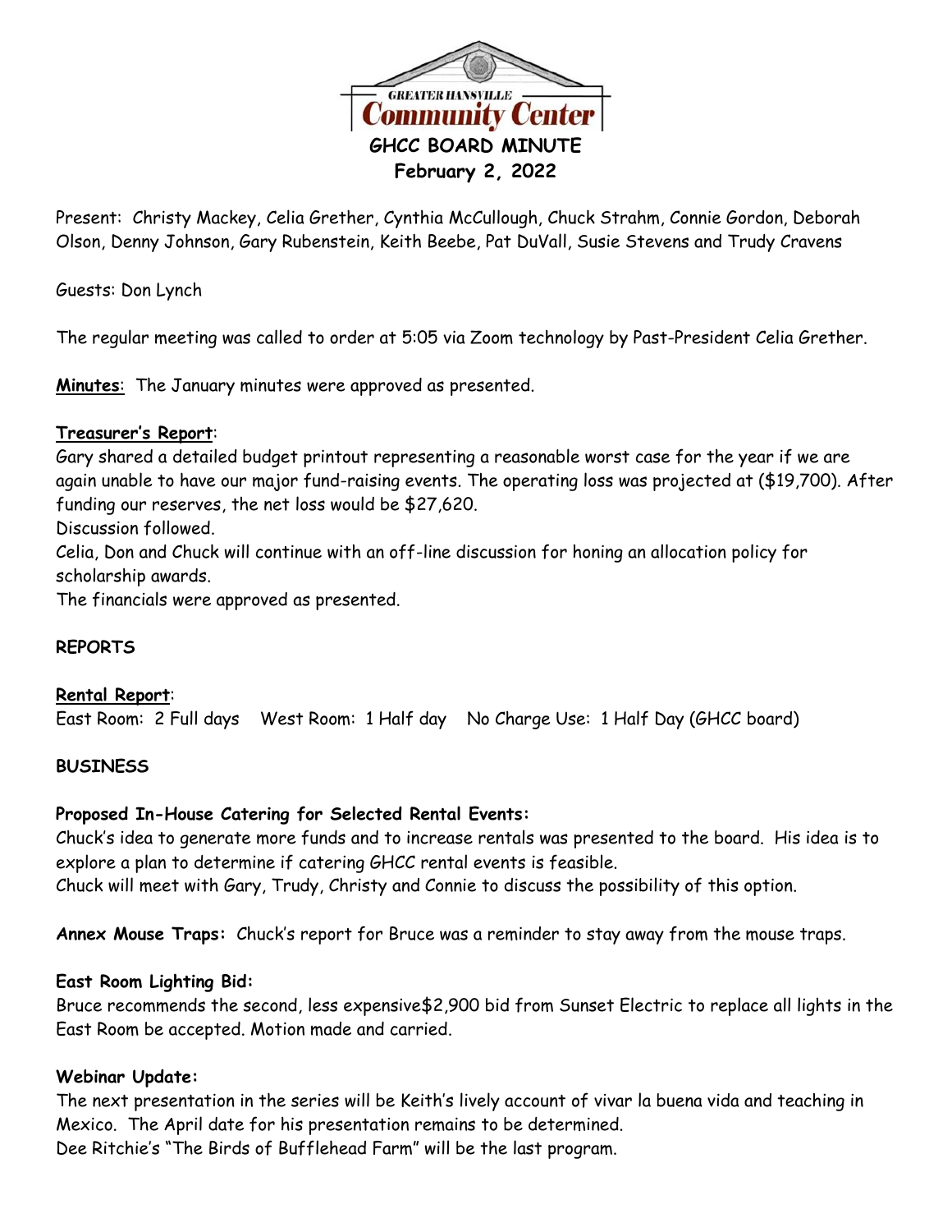# GHCC BOARD MINUTE
## February 2, 2022

Present: Christy Mackey, Celia Grether, Cynthia McCullough, Chuck Strahm, Connie Gordon, Deborah Olson, Denny Johnson, Gary Rubenstein, Keith Beebe, Pat DuVall, Susie Stevens and Trudy Cravens

Guests: Don Lynch

The regular meeting was called to order at 5:05 via Zoom technology by Past-President Celia Grether.

**Minutes**: The January minutes were approved as presented.

**Treasurer's Report**:
Gary shared a detailed budget printout representing a reasonable worst case for the year if we are again unable to have our major fund-raising events. The operating loss was projected at ($19,700). After funding our reserves, the net loss would be $27,620.
Discussion followed.
Celia, Don and Chuck will continue with an off-line discussion for honing an allocation policy for scholarship awards.
The financials were approved as presented.

**REPORTS**

**Rental Report**:
East Room: 2 Full days West Room: 1 Half day No Charge Use: 1 Half Day (GHCC board)

**BUSINESS**

**Proposed In-House Catering for Selected Rental Events:**
Chuck's idea to generate more funds and to increase rentals was presented to the board. His idea is to explore a plan to determine if catering GHCC rental events is feasible.
Chuck will meet with Gary, Trudy, Christy and Connie to discuss the possibility of this option.

**Annex Mouse Traps:** Chuck's report for Bruce was a reminder to stay away from the mouse traps.

**East Room Lighting Bid:**
Bruce recommends the second, less expensive$2,900 bid from Sunset Electric to replace all lights in the East Room be accepted. Motion made and carried.

**Webinar Update:**
The next presentation in the series will be Keith's lively account of vivar la buena vida and teaching in Mexico. The April date for his presentation remains to be determined.
Dee Ritchie's "The Birds of Bufflehead Farm" will be the last program.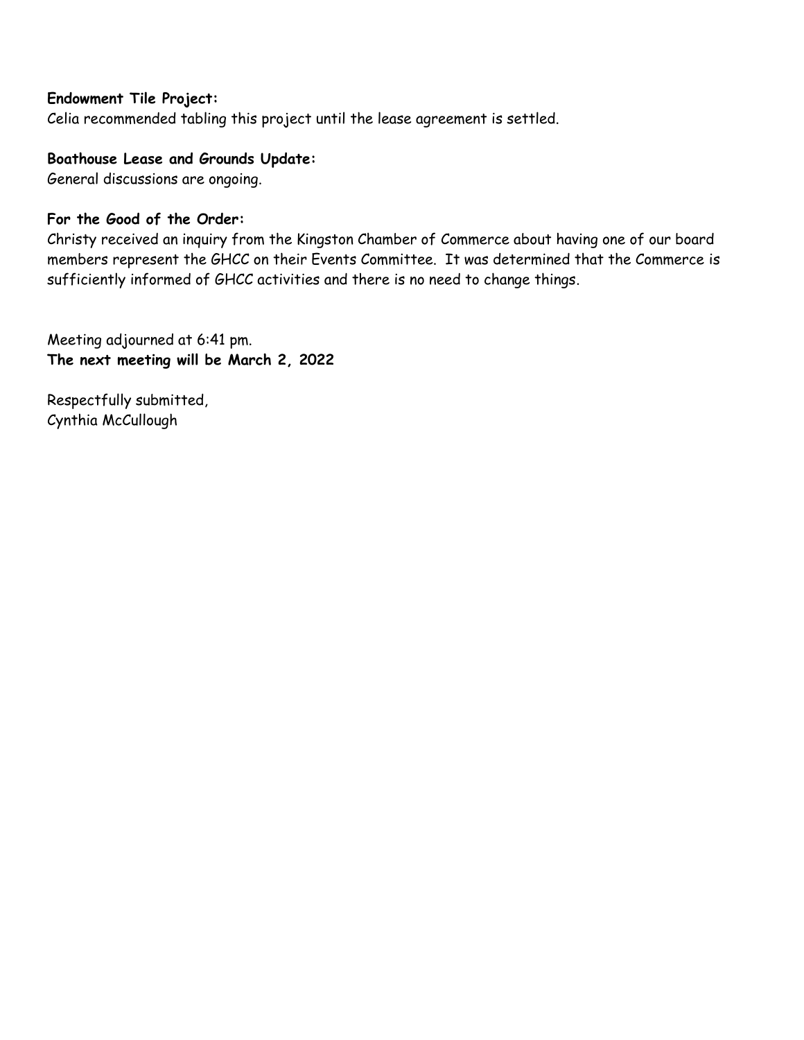**Endowment Tile Project:**
Celia recommended tabling this project until the lease agreement is settled.

**Boathouse Lease and Grounds Update:**
General discussions are ongoing.

**For the Good of the Order:**
Christy received an inquiry from the Kingston Chamber of Commerce about having one of our board members represent the GHCC on their Events Committee. It was determined that the Commerce is sufficiently informed of GHCC activities and there is no need to change things.

Meeting adjourned at 6:41 pm.
**The next meeting will be March 2, 2022**

Respectfully submitted,
Cynthia McCullough